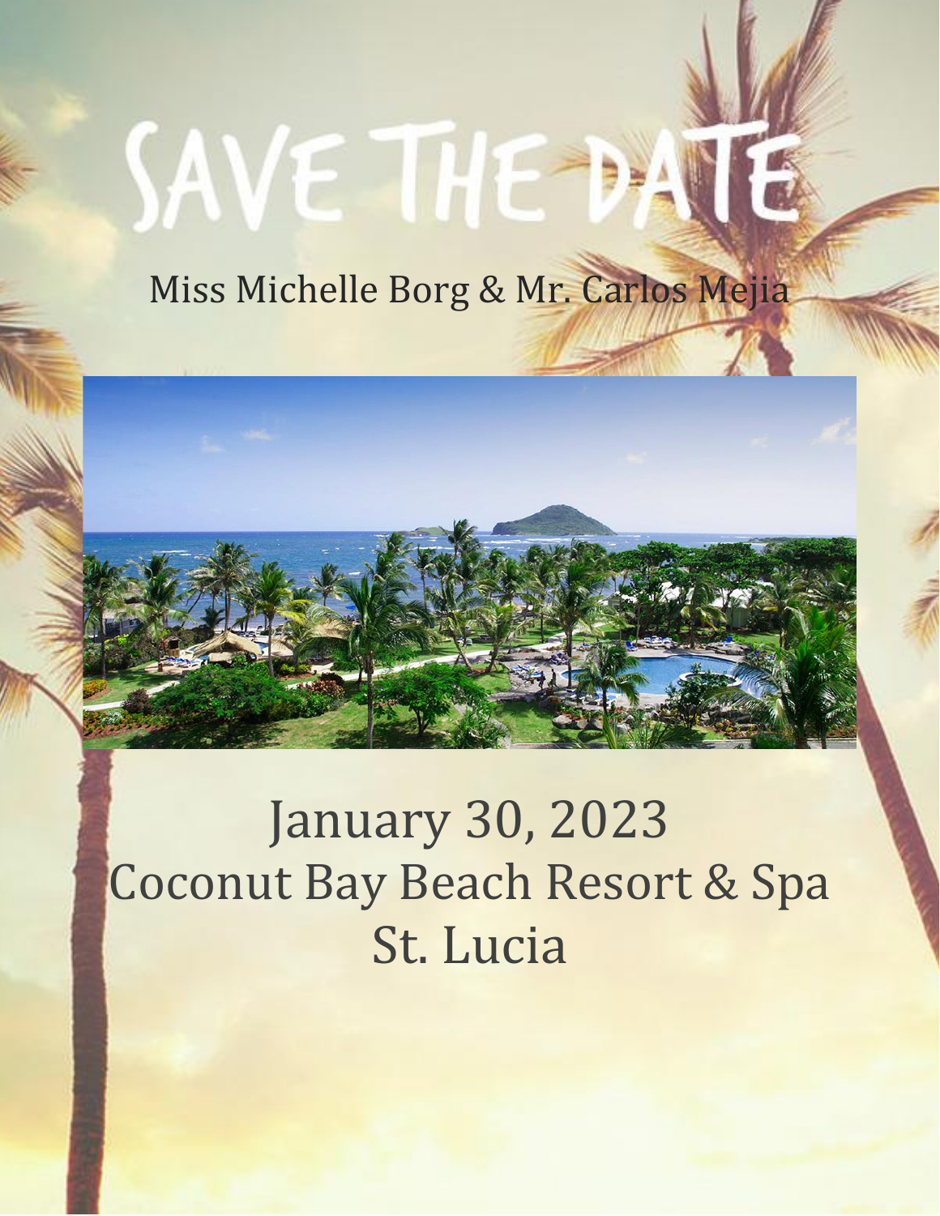# SAVE THE DATE

Miss Michelle Borg & Mr. Carlos Mejia

January 30, 2023

Coconut Bay Beach Resort & Spa

St. Lucia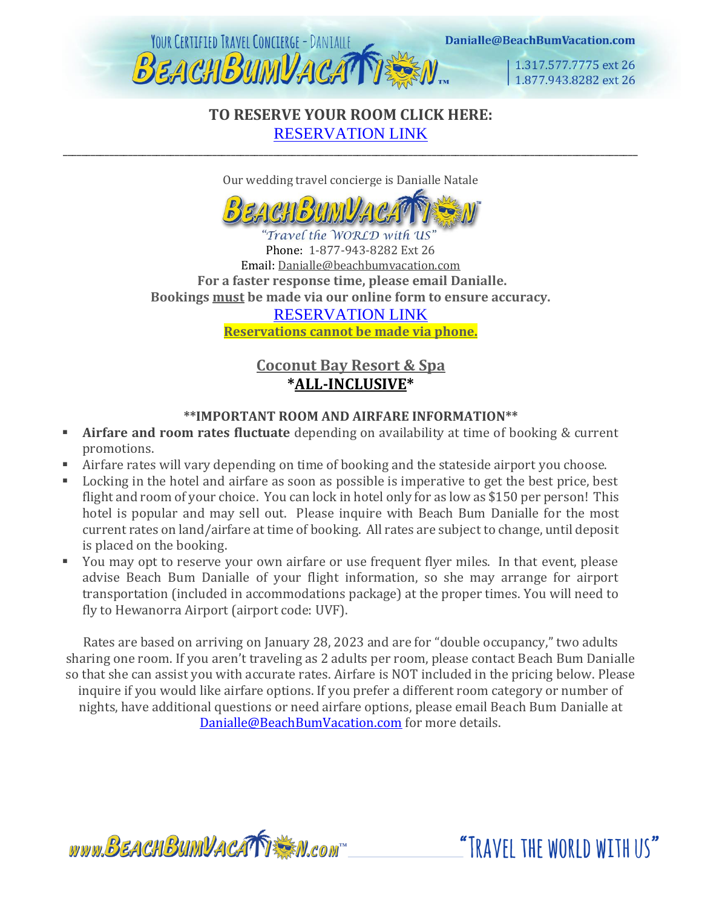**TO RESERVE YOUR ROOM CLICK HERE:**
RESERVATION LINK

---

Our wedding travel concierge is Danialle Natale

BeachBumVacation™

*"Travel the WORLD with US"*

Phone: 1-877-943-8282 Ext 26

Email: Danialle@beachbumvacation.com

**For a faster response time, please email Danialle.**

**Bookings <u>must</u> be made via our online form to ensure accuracy.**

RESERVATION LINK

**<u>Reservations cannot be made via phone.</u>**

## <u>Coconut Bay Resort & Spa</u>

## *<u>ALL-INCLUSIVE</u>*

### **IMPORTANT ROOM AND AIRFARE INFORMATION**

- **Airfare and room rates fluctuate** depending on availability at time of booking & current promotions.
- Airfare rates will vary depending on time of booking and the stateside airport you choose.
- Locking in the hotel and airfare as soon as possible is imperative to get the best price, best flight and room of your choice. You can lock in hotel only for as low as $150 per person! This hotel is popular and may sell out. Please inquire with Beach Bum Danialle for the most current rates on land/airfare at time of booking. All rates are subject to change, until deposit is placed on the booking.
- You may opt to reserve your own airfare or use frequent flyer miles. In that event, please advise Beach Bum Danialle of your flight information, so she may arrange for airport transportation (included in accommodations package) at the proper times. You will need to fly to Hewanorra Airport (airport code: UVF).

Rates are based on arriving on January 28, 2023 and are for "double occupancy," two adults sharing one room. If you aren't traveling as 2 adults per room, please contact Beach Bum Danialle so that she can assist you with accurate rates. Airfare is NOT included in the pricing below. Please inquire if you would like airfare options. If you prefer a different room category or number of nights, have additional questions or need airfare options, please email Beach Bum Danialle at Danialle@BeachBumVacation.com for more details.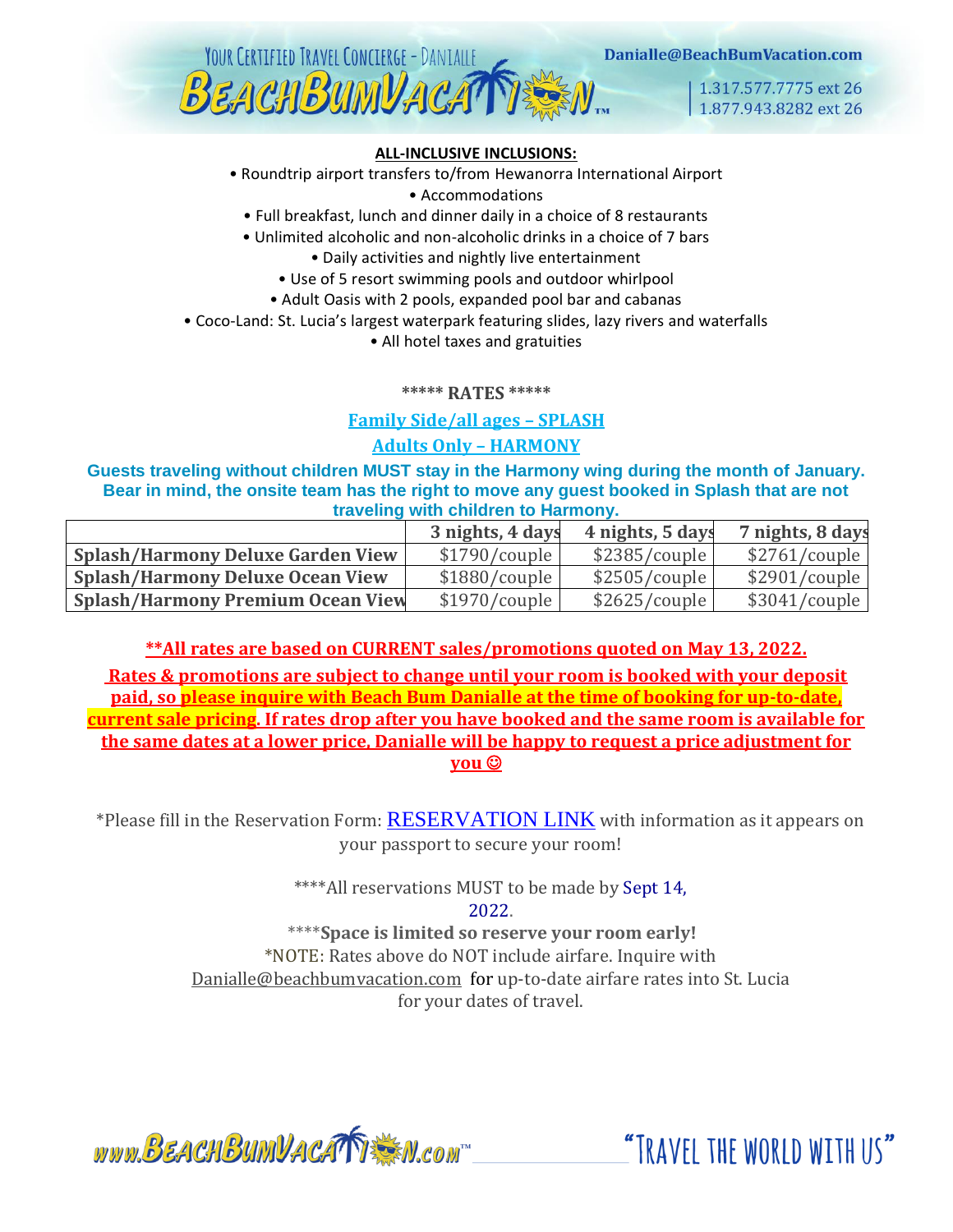**ALL-INCLUSIVE INCLUSIONS:**

- Roundtrip airport transfers to/from Hewanorra International Airport
- Accommodations
- Full breakfast, lunch and dinner daily in a choice of 8 restaurants
- Unlimited alcoholic and non-alcoholic drinks in a choice of 7 bars
- Daily activities and nightly live entertainment
- Use of 5 resort swimming pools and outdoor whirlpool
- Adult Oasis with 2 pools, expanded pool bar and cabanas
- Coco-Land: St. Lucia's largest waterpark featuring slides, lazy rivers and waterfalls
- All hotel taxes and gratuities

**\*\*\*\*\* RATES \*\*\*\*\***

**Family Side/all ages – SPLASH**

**Adults Only – HARMONY**

**Guests traveling without children MUST stay in the Harmony wing during the month of January. Bear in mind, the onsite team has the right to move any guest booked in Splash that are not traveling with children to Harmony.**

| | 3 nights, 4 days | 4 nights, 5 days | 7 nights, 8 days |
|---|---|---|---|
| **Splash/Harmony Deluxe Garden View** | $1790/couple | $2385/couple | $2761/couple |
| **Splash/Harmony Deluxe Ocean View** | $1880/couple | $2505/couple | $2901/couple |
| **Splash/Harmony Premium Ocean View** | $1970/couple | $2625/couple | $3041/couple |

**\*\*All rates are based on CURRENT sales/promotions quoted on May 13, 2022.**

**Rates & promotions are subject to change until your room is booked with your deposit paid, so please inquire with Beach Bum Danialle at the time of booking for up-to-date, current sale pricing. If rates drop after you have booked and the same room is available for the same dates at a lower price, Danialle will be happy to request a price adjustment for you ☺**

\*Please fill in the Reservation Form: RESERVATION LINK with information as it appears on your passport to secure your room!

\*\*\*\*All reservations MUST to be made by Sept 14, 2022.

\*\*\*\***Space is limited so reserve your room early!**

\*NOTE: Rates above do NOT include airfare. Inquire with Danialle@beachbumvacation.com for up-to-date airfare rates into St. Lucia for your dates of travel.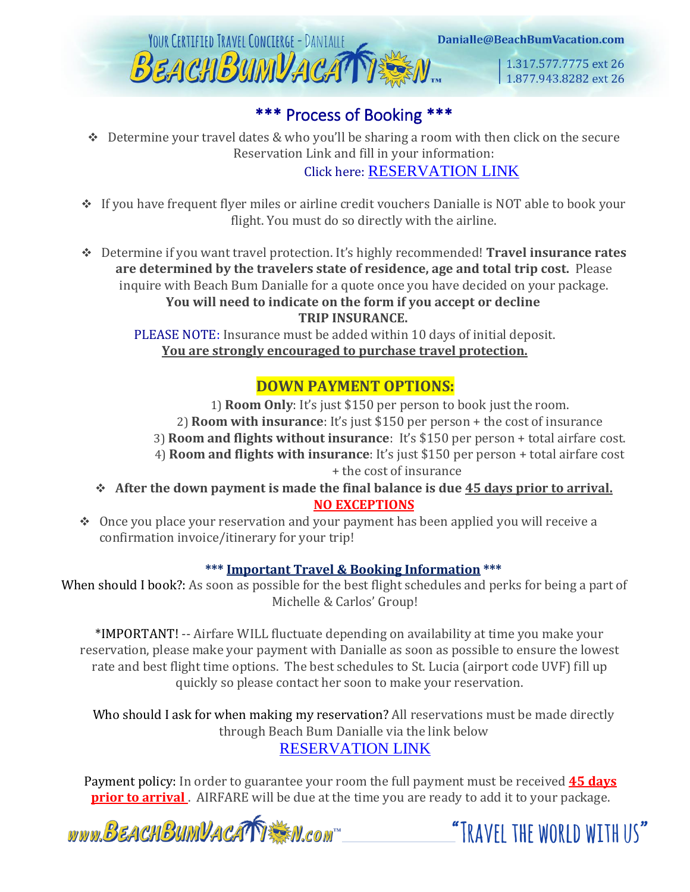# *** Process of Booking ***

- Determine your travel dates & who you'll be sharing a room with then click on the secure Reservation Link and fill in your information:
  Click here: RESERVATION LINK

- If you have frequent flyer miles or airline credit vouchers Danialle is NOT able to book your flight. You must do so directly with the airline.

- Determine if you want travel protection. It's highly recommended! **Travel insurance rates are determined by the travelers state of residence, age and total trip cost.** Please inquire with Beach Bum Danialle for a quote once you have decided on your package.
  **You will need to indicate on the form if you accept or decline TRIP INSURANCE.**
  PLEASE NOTE: Insurance must be added within 10 days of initial deposit.
  **You are strongly encouraged to purchase travel protection.**

## DOWN PAYMENT OPTIONS:

1) **Room Only**: It's just $150 per person to book just the room.
2) **Room with insurance**: It's just $150 per person + the cost of insurance
3) **Room and flights without insurance**: It's $150 per person + total airfare cost.
4) **Room and flights with insurance**: It's just $150 per person + total airfare cost + the cost of insurance

- **After the down payment is made the final balance is due 45 days prior to arrival.**
  **NO EXCEPTIONS**
- Once you place your reservation and your payment has been applied you will receive a confirmation invoice/itinerary for your trip!

### *** Important Travel & Booking Information ***

When should I book?: As soon as possible for the best flight schedules and perks for being a part of Michelle & Carlos' Group!

*IMPORTANT! -- Airfare WILL fluctuate depending on availability at time you make your reservation, please make your payment with Danialle as soon as possible to ensure the lowest rate and best flight time options. The best schedules to St. Lucia (airport code UVF) fill up quickly so please contact her soon to make your reservation.

Who should I ask for when making my reservation? All reservations must be made directly through Beach Bum Danialle via the link below
RESERVATION LINK

Payment policy: In order to guarantee your room the full payment must be received **45 days prior to arrival**. AIRFARE will be due at the time you are ready to add it to your package.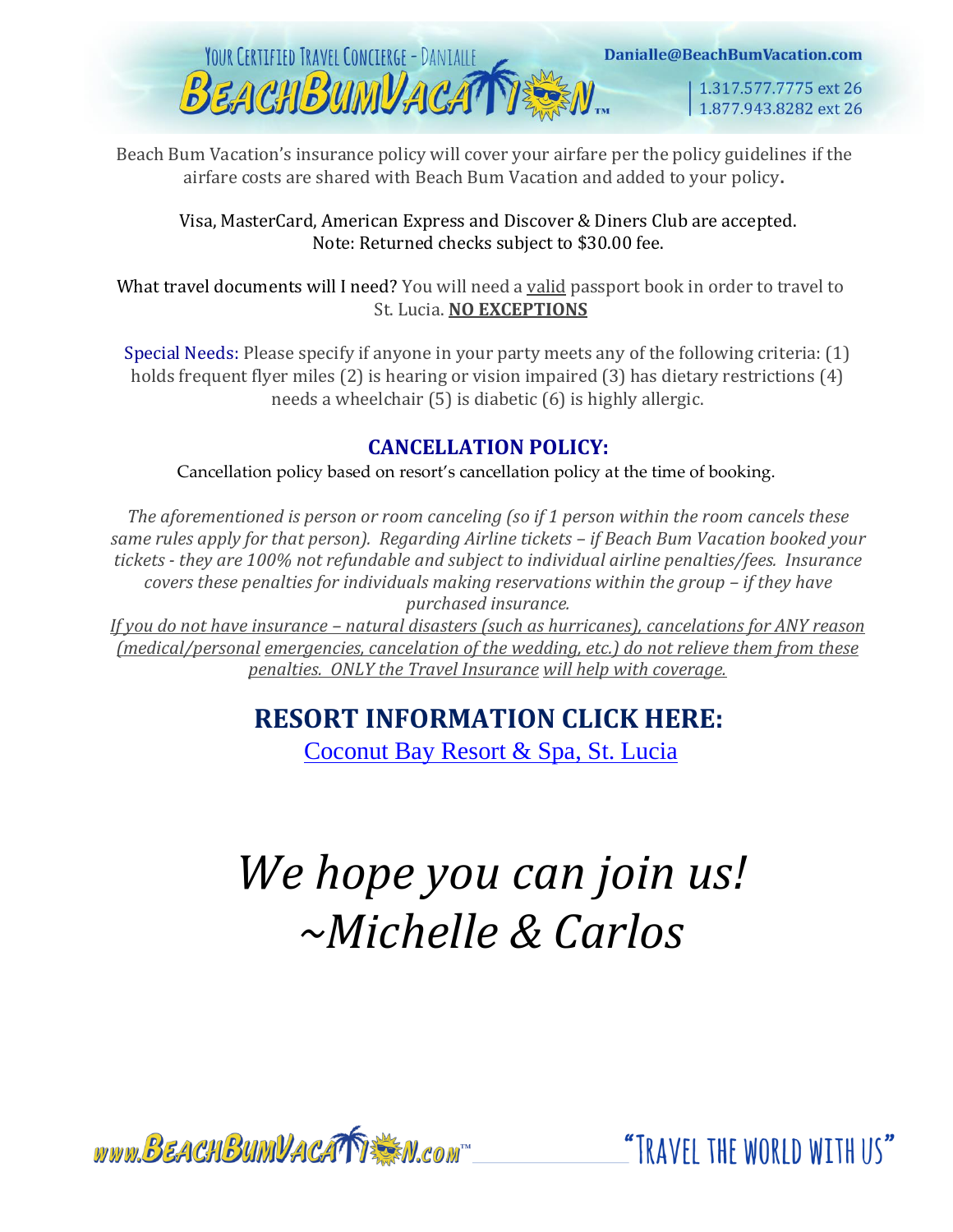Beach Bum Vacation's insurance policy will cover your airfare per the policy guidelines if the airfare costs are shared with Beach Bum Vacation and added to your policy**.**

Visa, MasterCard, American Express and Discover & Diners Club are accepted.
Note: Returned checks subject to $30.00 fee.

What travel documents will I need? You will need a valid passport book in order to travel to St. Lucia. **NO EXCEPTIONS**

Special Needs: Please specify if anyone in your party meets any of the following criteria: (1) holds frequent flyer miles (2) is hearing or vision impaired (3) has dietary restrictions (4) needs a wheelchair (5) is diabetic (6) is highly allergic.

## CANCELLATION POLICY:

Cancellation policy based on resort's cancellation policy at the time of booking.

*The aforementioned is person or room canceling (so if 1 person within the room cancels these same rules apply for that person). Regarding Airline tickets – if Beach Bum Vacation booked your tickets - they are 100% not refundable and subject to individual airline penalties/fees. Insurance covers these penalties for individuals making reservations within the group – if they have purchased insurance.*
*If you do not have insurance – natural disasters (such as hurricanes), cancelations for ANY reason (medical/personal emergencies, cancelation of the wedding, etc.) do not relieve them from these penalties. ONLY the Travel Insurance will help with coverage.*

## RESORT INFORMATION CLICK HERE:

Coconut Bay Resort & Spa, St. Lucia

# *We hope you can join us! ~Michelle & Carlos*